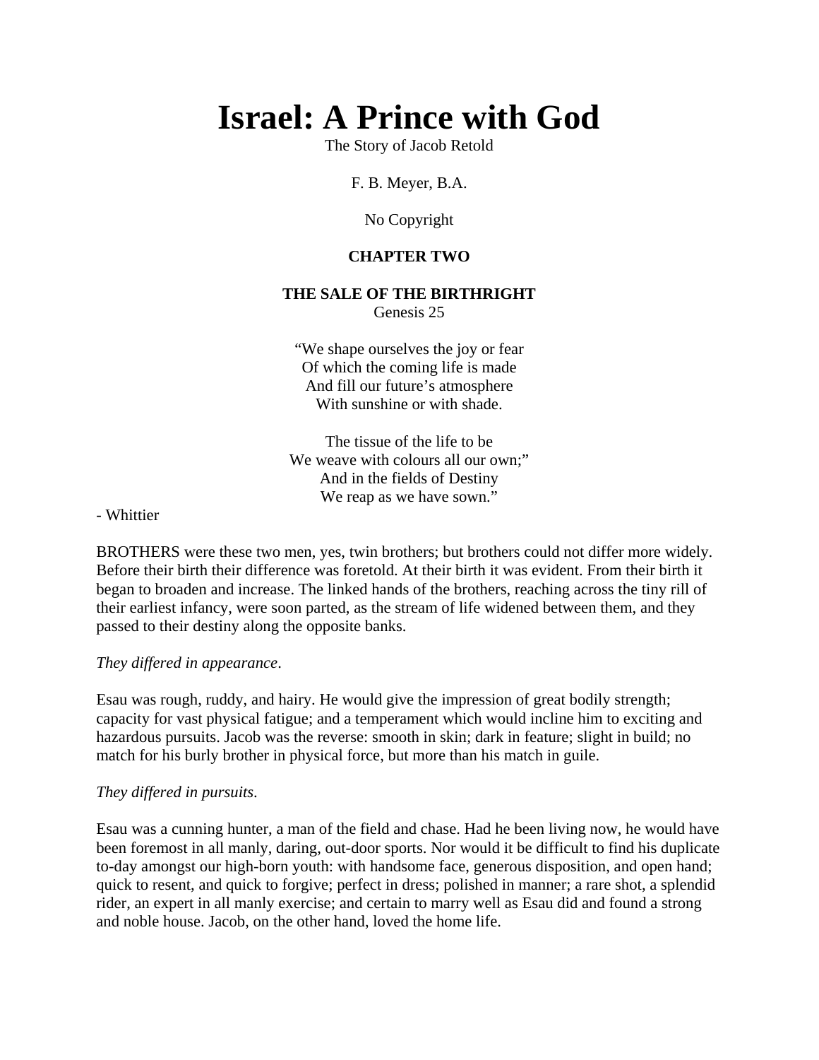# Israel: A Prince with God

The Story of Jacob Retold

F. B. Meyer, B.A.

No Copyright

**CHAPTER TWO**

**THE SALE OF THE BIRTHRIGHT**
Genesis 25

"We shape ourselves the joy or fear
Of which the coming life is made
And fill our future's atmosphere
With sunshine or with shade.

The tissue of the life to be
We weave with colours all our own;"
And in the fields of Destiny
We reap as we have sown."

- Whittier

BROTHERS were these two men, yes, twin brothers; but brothers could not differ more widely. Before their birth their difference was foretold. At their birth it was evident. From their birth it began to broaden and increase. The linked hands of the brothers, reaching across the tiny rill of their earliest infancy, were soon parted, as the stream of life widened between them, and they passed to their destiny along the opposite banks.

*They differed in appearance*.

Esau was rough, ruddy, and hairy. He would give the impression of great bodily strength; capacity for vast physical fatigue; and a temperament which would incline him to exciting and hazardous pursuits. Jacob was the reverse: smooth in skin; dark in feature; slight in build; no match for his burly brother in physical force, but more than his match in guile.

*They differed in pursuits*.

Esau was a cunning hunter, a man of the field and chase. Had he been living now, he would have been foremost in all manly, daring, out-door sports. Nor would it be difficult to find his duplicate to-day amongst our high-born youth: with handsome face, generous disposition, and open hand; quick to resent, and quick to forgive; perfect in dress; polished in manner; a rare shot, a splendid rider, an expert in all manly exercise; and certain to marry well as Esau did and found a strong and noble house. Jacob, on the other hand, loved the home life.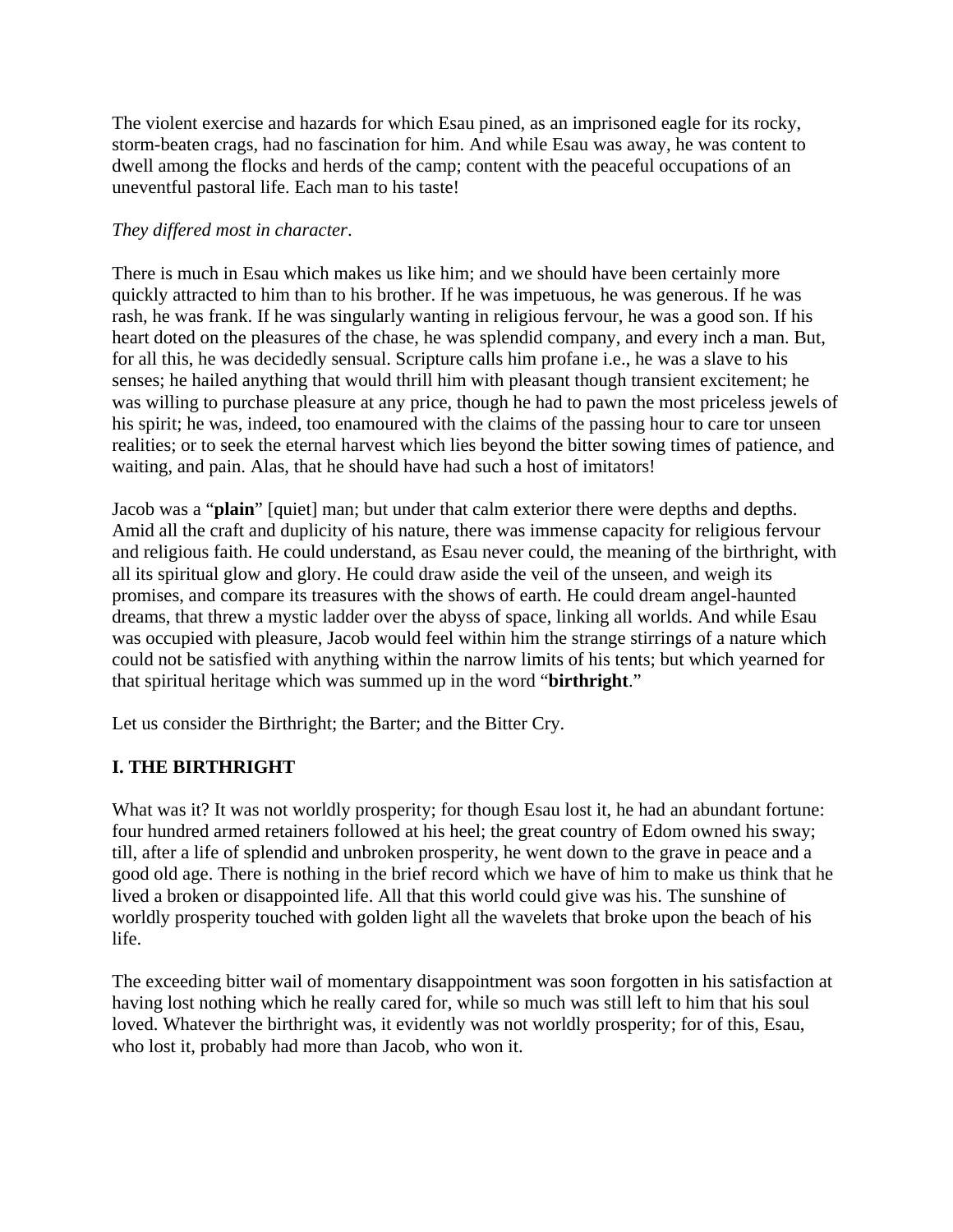The violent exercise and hazards for which Esau pined, as an imprisoned eagle for its rocky, storm-beaten crags, had no fascination for him. And while Esau was away, he was content to dwell among the flocks and herds of the camp; content with the peaceful occupations of an uneventful pastoral life. Each man to his taste!

*They differed most in character*.

There is much in Esau which makes us like him; and we should have been certainly more quickly attracted to him than to his brother. If he was impetuous, he was generous. If he was rash, he was frank. If he was singularly wanting in religious fervour, he was a good son. If his heart doted on the pleasures of the chase, he was splendid company, and every inch a man. But, for all this, he was decidedly sensual. Scripture calls him profane i.e., he was a slave to his senses; he hailed anything that would thrill him with pleasant though transient excitement; he was willing to purchase pleasure at any price, though he had to pawn the most priceless jewels of his spirit; he was, indeed, too enamoured with the claims of the passing hour to care tor unseen realities; or to seek the eternal harvest which lies beyond the bitter sowing times of patience, and waiting, and pain. Alas, that he should have had such a host of imitators!

Jacob was a "**plain**" [quiet] man; but under that calm exterior there were depths and depths. Amid all the craft and duplicity of his nature, there was immense capacity for religious fervour and religious faith. He could understand, as Esau never could, the meaning of the birthright, with all its spiritual glow and glory. He could draw aside the veil of the unseen, and weigh its promises, and compare its treasures with the shows of earth. He could dream angel-haunted dreams, that threw a mystic ladder over the abyss of space, linking all worlds. And while Esau was occupied with pleasure, Jacob would feel within him the strange stirrings of a nature which could not be satisfied with anything within the narrow limits of his tents; but which yearned for that spiritual heritage which was summed up in the word "**birthright**."

Let us consider the Birthright; the Barter; and the Bitter Cry.

## I. THE BIRTHRIGHT

What was it? It was not worldly prosperity; for though Esau lost it, he had an abundant fortune: four hundred armed retainers followed at his heel; the great country of Edom owned his sway; till, after a life of splendid and unbroken prosperity, he went down to the grave in peace and a good old age. There is nothing in the brief record which we have of him to make us think that he lived a broken or disappointed life. All that this world could give was his. The sunshine of worldly prosperity touched with golden light all the wavelets that broke upon the beach of his life.

The exceeding bitter wail of momentary disappointment was soon forgotten in his satisfaction at having lost nothing which he really cared for, while so much was still left to him that his soul loved. Whatever the birthright was, it evidently was not worldly prosperity; for of this, Esau, who lost it, probably had more than Jacob, who won it.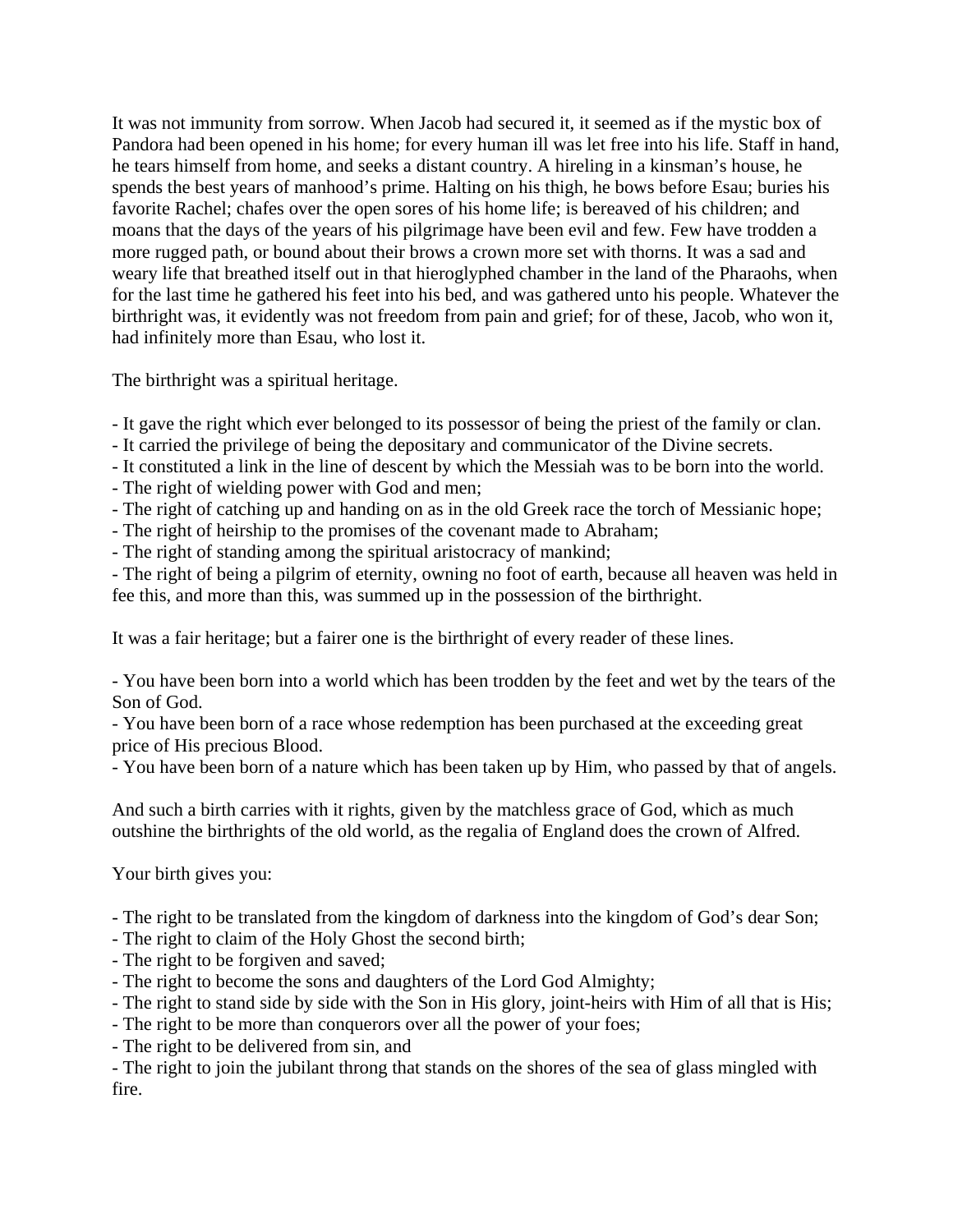It was not immunity from sorrow. When Jacob had secured it, it seemed as if the mystic box of Pandora had been opened in his home; for every human ill was let free into his life. Staff in hand, he tears himself from home, and seeks a distant country. A hireling in a kinsman's house, he spends the best years of manhood's prime. Halting on his thigh, he bows before Esau; buries his favorite Rachel; chafes over the open sores of his home life; is bereaved of his children; and moans that the days of the years of his pilgrimage have been evil and few. Few have trodden a more rugged path, or bound about their brows a crown more set with thorns. It was a sad and weary life that breathed itself out in that hieroglyphed chamber in the land of the Pharaohs, when for the last time he gathered his feet into his bed, and was gathered unto his people. Whatever the birthright was, it evidently was not freedom from pain and grief; for of these, Jacob, who won it, had infinitely more than Esau, who lost it.

The birthright was a spiritual heritage.

- It gave the right which ever belonged to its possessor of being the priest of the family or clan.
- It carried the privilege of being the depositary and communicator of the Divine secrets.
- It constituted a link in the line of descent by which the Messiah was to be born into the world.
- The right of wielding power with God and men;
- The right of catching up and handing on as in the old Greek race the torch of Messianic hope;
- The right of heirship to the promises of the covenant made to Abraham;
- The right of standing among the spiritual aristocracy of mankind;
- The right of being a pilgrim of eternity, owning no foot of earth, because all heaven was held in fee this, and more than this, was summed up in the possession of the birthright.

It was a fair heritage; but a fairer one is the birthright of every reader of these lines.

- You have been born into a world which has been trodden by the feet and wet by the tears of the Son of God.
- You have been born of a race whose redemption has been purchased at the exceeding great price of His precious Blood.
- You have been born of a nature which has been taken up by Him, who passed by that of angels.

And such a birth carries with it rights, given by the matchless grace of God, which as much outshine the birthrights of the old world, as the regalia of England does the crown of Alfred.

Your birth gives you:

- The right to be translated from the kingdom of darkness into the kingdom of God's dear Son;
- The right to claim of the Holy Ghost the second birth;
- The right to be forgiven and saved;
- The right to become the sons and daughters of the Lord God Almighty;
- The right to stand side by side with the Son in His glory, joint-heirs with Him of all that is His;
- The right to be more than conquerors over all the power of your foes;
- The right to be delivered from sin, and
- The right to join the jubilant throng that stands on the shores of the sea of glass mingled with fire.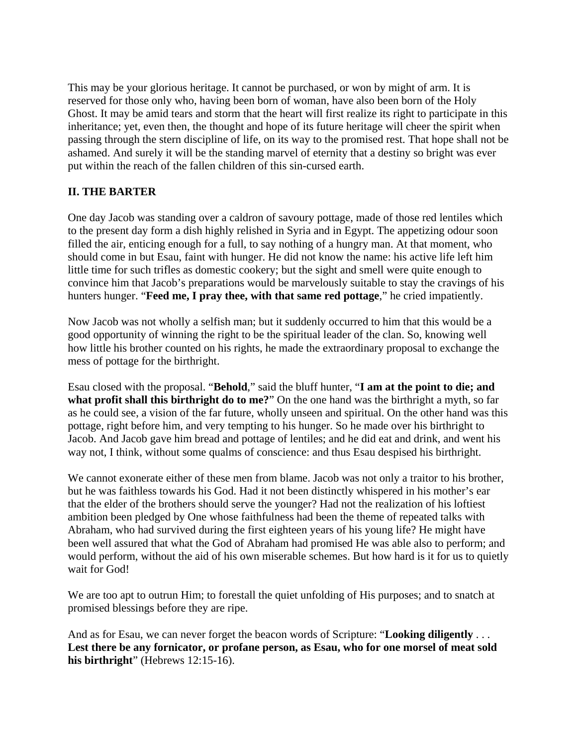This may be your glorious heritage. It cannot be purchased, or won by might of arm. It is reserved for those only who, having been born of woman, have also been born of the Holy Ghost. It may be amid tears and storm that the heart will first realize its right to participate in this inheritance; yet, even then, the thought and hope of its future heritage will cheer the spirit when passing through the stern discipline of life, on its way to the promised rest. That hope shall not be ashamed. And surely it will be the standing marvel of eternity that a destiny so bright was ever put within the reach of the fallen children of this sin-cursed earth.

## II. THE BARTER

One day Jacob was standing over a caldron of savoury pottage, made of those red lentiles which to the present day form a dish highly relished in Syria and in Egypt. The appetizing odour soon filled the air, enticing enough for a full, to say nothing of a hungry man. At that moment, who should come in but Esau, faint with hunger. He did not know the name: his active life left him little time for such trifles as domestic cookery; but the sight and smell were quite enough to convince him that Jacob's preparations would be marvelously suitable to stay the cravings of his hunters hunger. "**Feed me, I pray thee, with that same red pottage**," he cried impatiently.

Now Jacob was not wholly a selfish man; but it suddenly occurred to him that this would be a good opportunity of winning the right to be the spiritual leader of the clan. So, knowing well how little his brother counted on his rights, he made the extraordinary proposal to exchange the mess of pottage for the birthright.

Esau closed with the proposal. "**Behold**," said the bluff hunter, "**I am at the point to die; and what profit shall this birthright do to me?**" On the one hand was the birthright a myth, so far as he could see, a vision of the far future, wholly unseen and spiritual. On the other hand was this pottage, right before him, and very tempting to his hunger. So he made over his birthright to Jacob. And Jacob gave him bread and pottage of lentiles; and he did eat and drink, and went his way not, I think, without some qualms of conscience: and thus Esau despised his birthright.

We cannot exonerate either of these men from blame. Jacob was not only a traitor to his brother, but he was faithless towards his God. Had it not been distinctly whispered in his mother's ear that the elder of the brothers should serve the younger? Had not the realization of his loftiest ambition been pledged by One whose faithfulness had been the theme of repeated talks with Abraham, who had survived during the first eighteen years of his young life? He might have been well assured that what the God of Abraham had promised He was able also to perform; and would perform, without the aid of his own miserable schemes. But how hard is it for us to quietly wait for God!

We are too apt to outrun Him; to forestall the quiet unfolding of His purposes; and to snatch at promised blessings before they are ripe.

And as for Esau, we can never forget the beacon words of Scripture: "**Looking diligently** . . . **Lest there be any fornicator, or profane person, as Esau, who for one morsel of meat sold his birthright**" (Hebrews 12:15-16).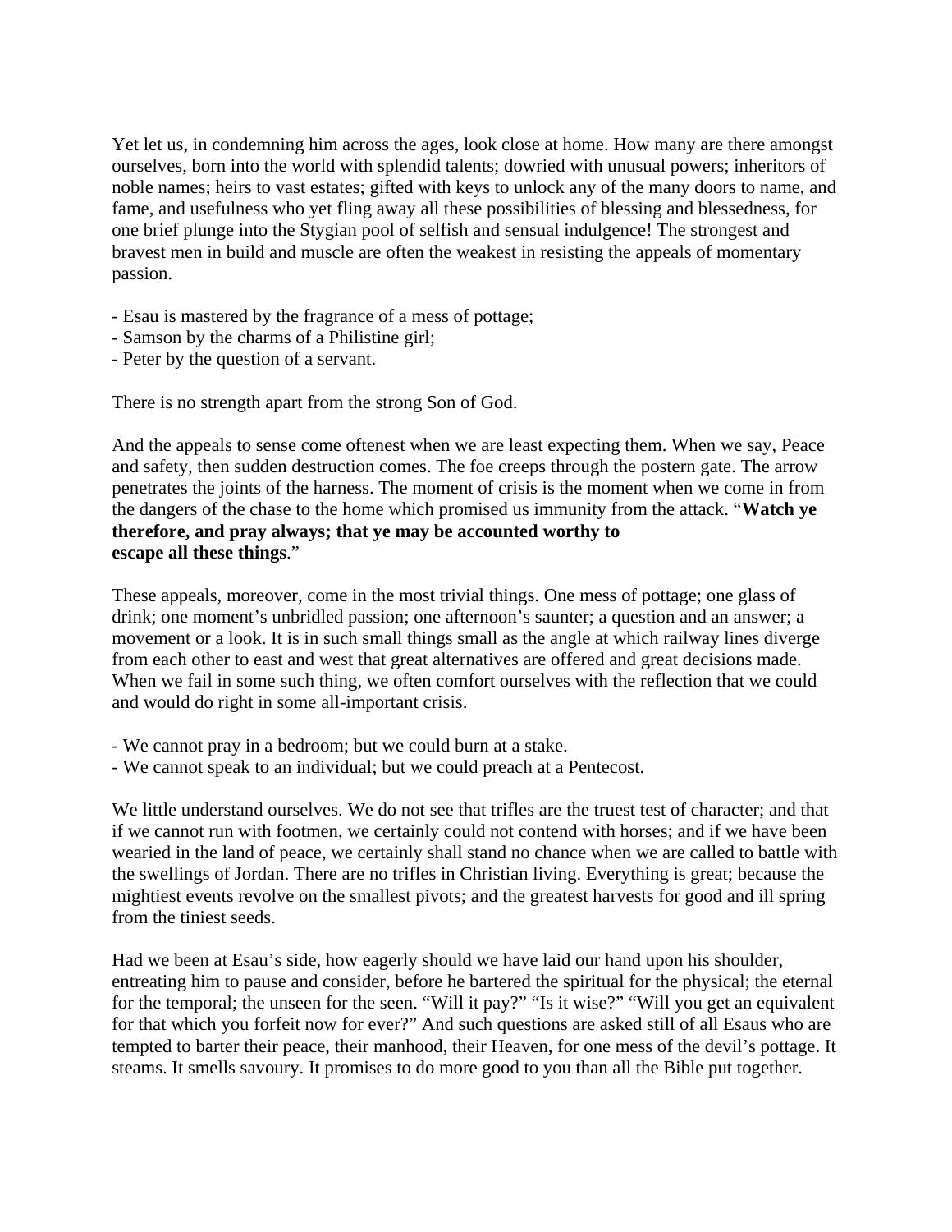Yet let us, in condemning him across the ages, look close at home. How many are there amongst ourselves, born into the world with splendid talents; dowried with unusual powers; inheritors of noble names; heirs to vast estates; gifted with keys to unlock any of the many doors to name, and fame, and usefulness who yet fling away all these possibilities of blessing and blessedness, for one brief plunge into the Stygian pool of selfish and sensual indulgence! The strongest and bravest men in build and muscle are often the weakest in resisting the appeals of momentary passion.

- Esau is mastered by the fragrance of a mess of pottage;
- Samson by the charms of a Philistine girl;
- Peter by the question of a servant.

There is no strength apart from the strong Son of God.

And the appeals to sense come oftenest when we are least expecting them. When we say, Peace and safety, then sudden destruction comes. The foe creeps through the postern gate. The arrow penetrates the joints of the harness. The moment of crisis is the moment when we come in from the dangers of the chase to the home which promised us immunity from the attack. "**Watch ye therefore, and pray always; that ye may be accounted worthy to escape all these things**."

These appeals, moreover, come in the most trivial things. One mess of pottage; one glass of drink; one moment's unbridled passion; one afternoon's saunter; a question and an answer; a movement or a look. It is in such small things small as the angle at which railway lines diverge from each other to east and west that great alternatives are offered and great decisions made. When we fail in some such thing, we often comfort ourselves with the reflection that we could and would do right in some all-important crisis.

- We cannot pray in a bedroom; but we could burn at a stake.
- We cannot speak to an individual; but we could preach at a Pentecost.

We little understand ourselves. We do not see that trifles are the truest test of character; and that if we cannot run with footmen, we certainly could not contend with horses; and if we have been wearied in the land of peace, we certainly shall stand no chance when we are called to battle with the swellings of Jordan. There are no trifles in Christian living. Everything is great; because the mightiest events revolve on the smallest pivots; and the greatest harvests for good and ill spring from the tiniest seeds.

Had we been at Esau's side, how eagerly should we have laid our hand upon his shoulder, entreating him to pause and consider, before he bartered the spiritual for the physical; the eternal for the temporal; the unseen for the seen. "Will it pay?" "Is it wise?" "Will you get an equivalent for that which you forfeit now for ever?" And such questions are asked still of all Esaus who are tempted to barter their peace, their manhood, their Heaven, for one mess of the devil's pottage. It steams. It smells savoury. It promises to do more good to you than all the Bible put together.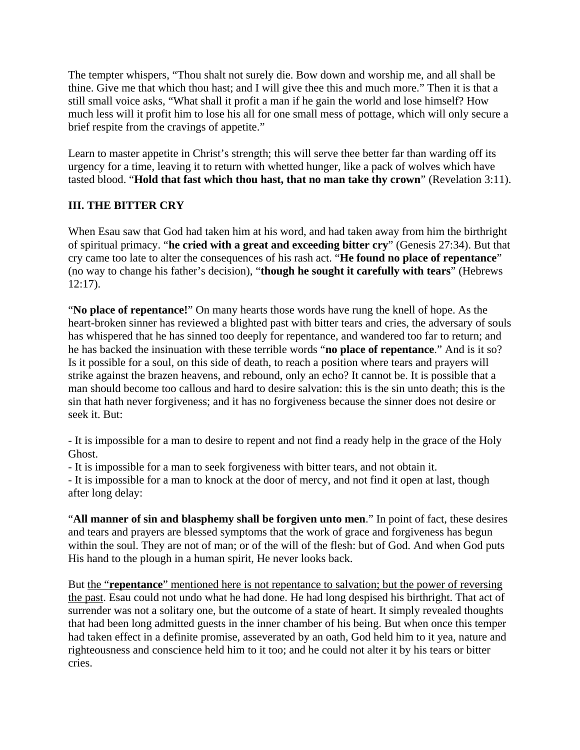The tempter whispers, "Thou shalt not surely die. Bow down and worship me, and all shall be thine. Give me that which thou hast; and I will give thee this and much more." Then it is that a still small voice asks, "What shall it profit a man if he gain the world and lose himself? How much less will it profit him to lose his all for one small mess of pottage, which will only secure a brief respite from the cravings of appetite."

Learn to master appetite in Christ's strength; this will serve thee better far than warding off its urgency for a time, leaving it to return with whetted hunger, like a pack of wolves which have tasted blood. "**Hold that fast which thou hast, that no man take thy crown**" (Revelation 3:11).

### III. THE BITTER CRY

When Esau saw that God had taken him at his word, and had taken away from him the birthright of spiritual primacy. "**he cried with a great and exceeding bitter cry**" (Genesis 27:34). But that cry came too late to alter the consequences of his rash act. "**He found no place of repentance**" (no way to change his father's decision), "**though he sought it carefully with tears**" (Hebrews 12:17).

"**No place of repentance!**" On many hearts those words have rung the knell of hope. As the heart-broken sinner has reviewed a blighted past with bitter tears and cries, the adversary of souls has whispered that he has sinned too deeply for repentance, and wandered too far to return; and he has backed the insinuation with these terrible words "**no place of repentance**." And is it so? Is it possible for a soul, on this side of death, to reach a position where tears and prayers will strike against the brazen heavens, and rebound, only an echo? It cannot be. It is possible that a man should become too callous and hard to desire salvation: this is the sin unto death; this is the sin that hath never forgiveness; and it has no forgiveness because the sinner does not desire or seek it. But:

- It is impossible for a man to desire to repent and not find a ready help in the grace of the Holy Ghost.
- It is impossible for a man to seek forgiveness with bitter tears, and not obtain it.
- It is impossible for a man to knock at the door of mercy, and not find it open at last, though after long delay:

"**All manner of sin and blasphemy shall be forgiven unto men**." In point of fact, these desires and tears and prayers are blessed symptoms that the work of grace and forgiveness has begun within the soul. They are not of man; or of the will of the flesh: but of God. And when God puts His hand to the plough in a human spirit, He never looks back.

But <u>the "**repentance**" mentioned here is not repentance to salvation; but the power of reversing the past</u>. Esau could not undo what he had done. He had long despised his birthright. That act of surrender was not a solitary one, but the outcome of a state of heart. It simply revealed thoughts that had been long admitted guests in the inner chamber of his being. But when once this temper had taken effect in a definite promise, asseverated by an oath, God held him to it yea, nature and righteousness and conscience held him to it too; and he could not alter it by his tears or bitter cries.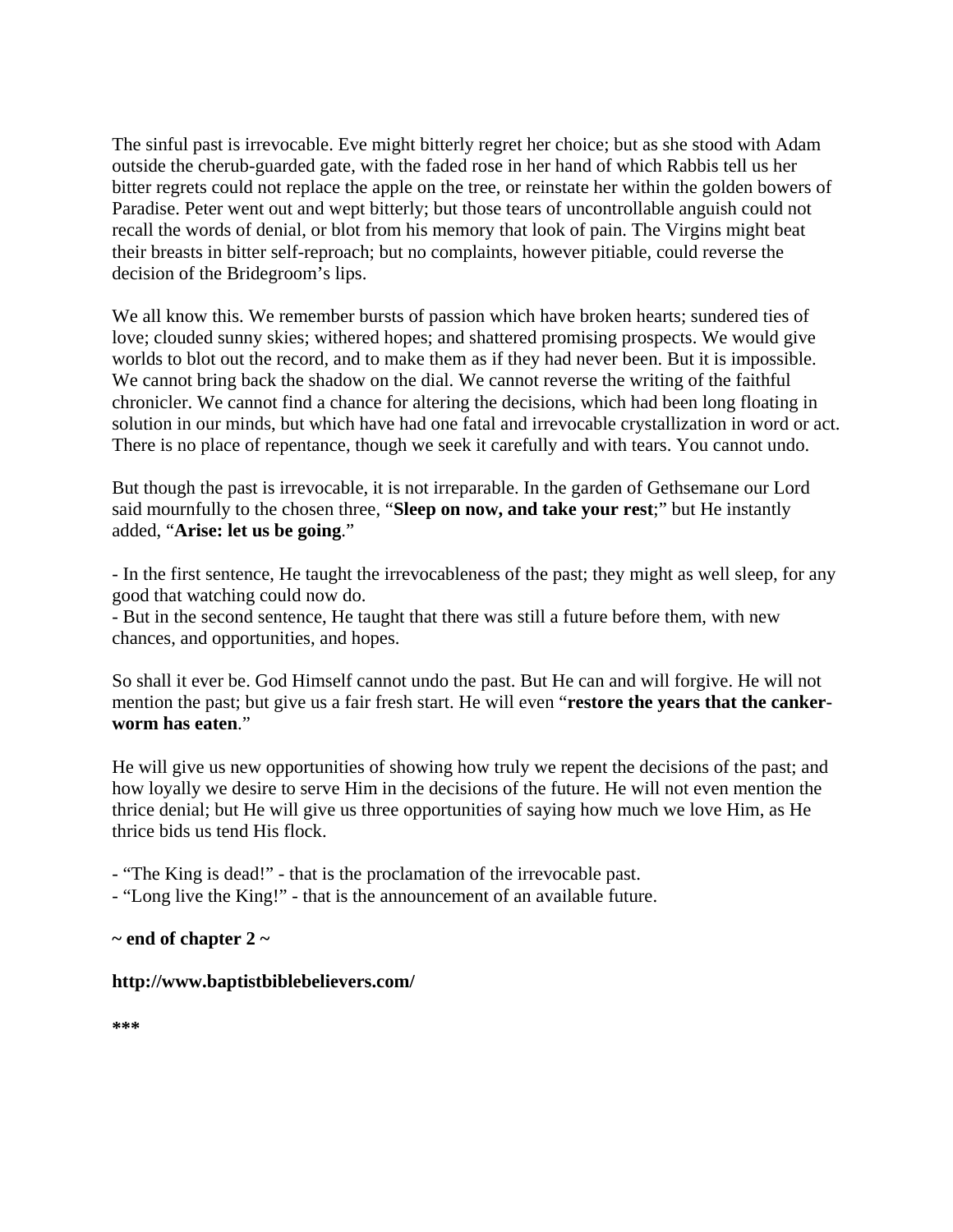The sinful past is irrevocable. Eve might bitterly regret her choice; but as she stood with Adam outside the cherub-guarded gate, with the faded rose in her hand of which Rabbis tell us her bitter regrets could not replace the apple on the tree, or reinstate her within the golden bowers of Paradise. Peter went out and wept bitterly; but those tears of uncontrollable anguish could not recall the words of denial, or blot from his memory that look of pain. The Virgins might beat their breasts in bitter self-reproach; but no complaints, however pitiable, could reverse the decision of the Bridegroom's lips.

We all know this. We remember bursts of passion which have broken hearts; sundered ties of love; clouded sunny skies; withered hopes; and shattered promising prospects. We would give worlds to blot out the record, and to make them as if they had never been. But it is impossible. We cannot bring back the shadow on the dial. We cannot reverse the writing of the faithful chronicler. We cannot find a chance for altering the decisions, which had been long floating in solution in our minds, but which have had one fatal and irrevocable crystallization in word or act. There is no place of repentance, though we seek it carefully and with tears. You cannot undo.

But though the past is irrevocable, it is not irreparable. In the garden of Gethsemane our Lord said mournfully to the chosen three, "**Sleep on now, and take your rest**;" but He instantly added, "**Arise: let us be going**."

- In the first sentence, He taught the irrevocableness of the past; they might as well sleep, for any good that watching could now do.
- But in the second sentence, He taught that there was still a future before them, with new chances, and opportunities, and hopes.

So shall it ever be. God Himself cannot undo the past. But He can and will forgive. He will not mention the past; but give us a fair fresh start. He will even "**restore the years that the canker-worm has eaten**."

He will give us new opportunities of showing how truly we repent the decisions of the past; and how loyally we desire to serve Him in the decisions of the future. He will not even mention the thrice denial; but He will give us three opportunities of saying how much we love Him, as He thrice bids us tend His flock.

- "The King is dead!" - that is the proclamation of the irrevocable past.
- "Long live the King!" - that is the announcement of an available future.

**~ end of chapter 2 ~**

**http://www.baptistbiblebelievers.com/**

**\*\*\***